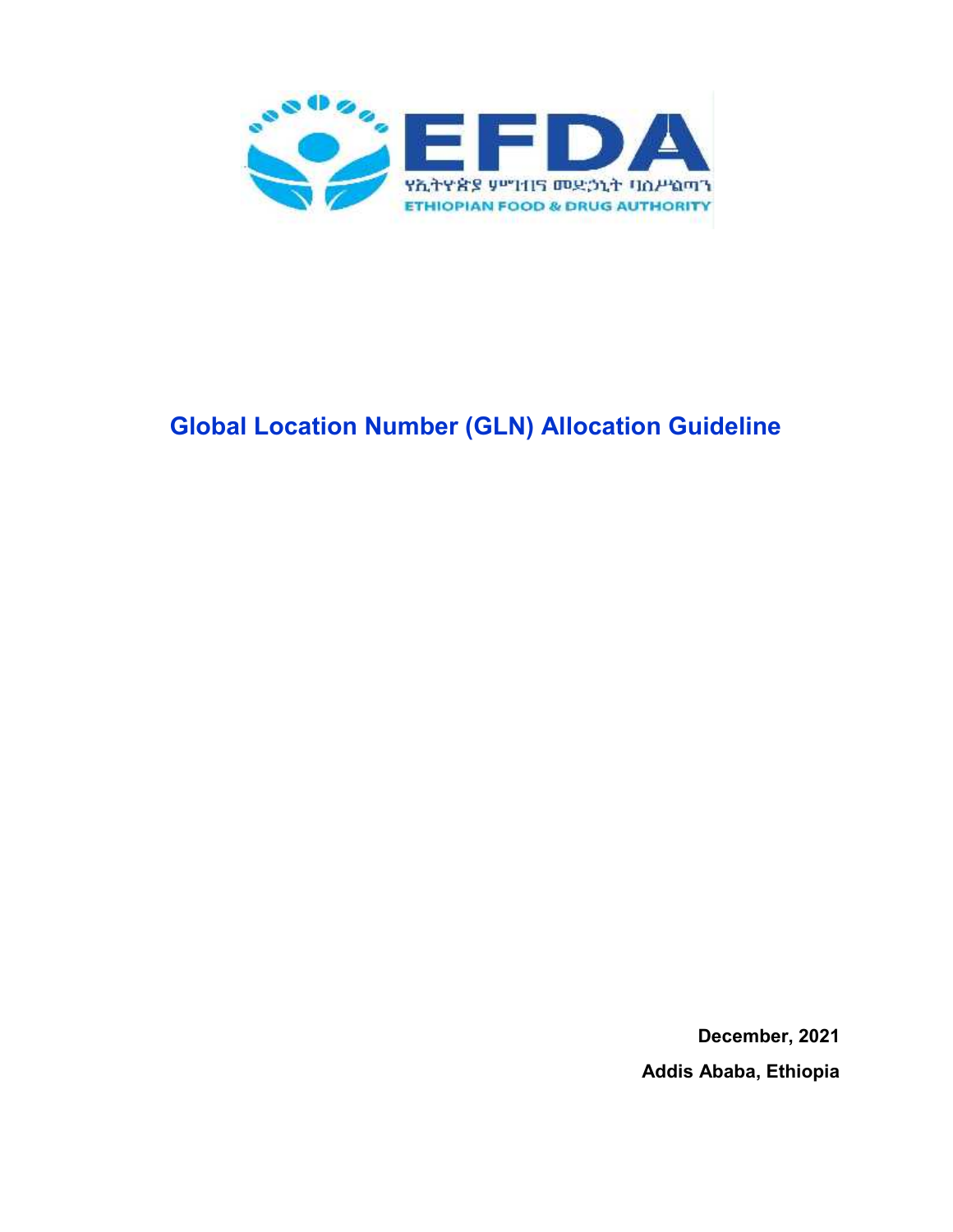# Global Location Number (GLN) Allocation Guideline

**December, 2021**

**Addis Ababa, Ethiopia**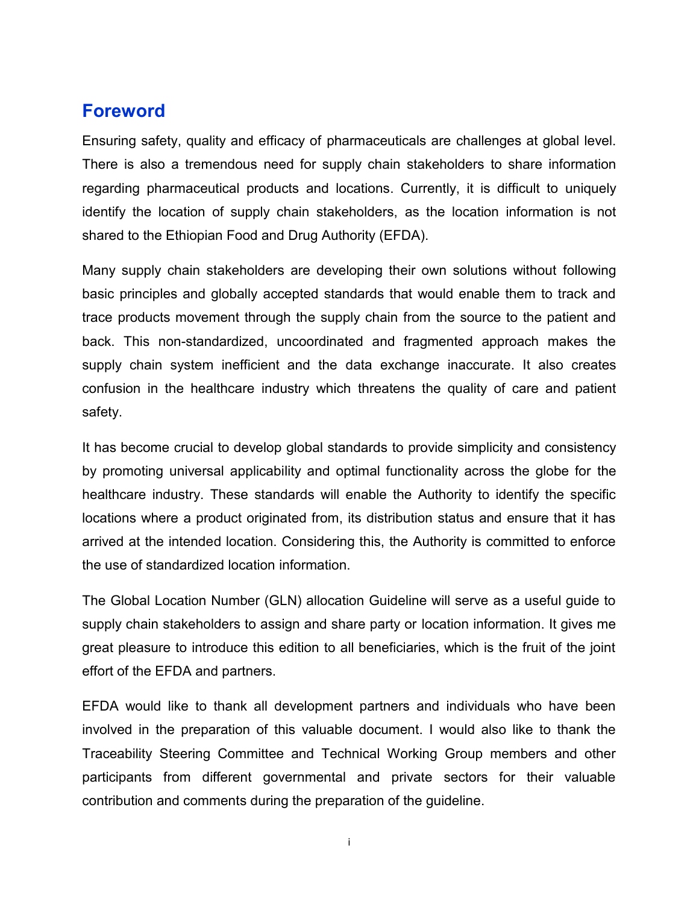# Foreword

Ensuring safety, quality and efficacy of pharmaceuticals are challenges at global level. There is also a tremendous need for supply chain stakeholders to share information regarding pharmaceutical products and locations. Currently, it is difficult to uniquely identify the location of supply chain stakeholders, as the location information is not shared to the Ethiopian Food and Drug Authority (EFDA).

Many supply chain stakeholders are developing their own solutions without following basic principles and globally accepted standards that would enable them to track and trace products movement through the supply chain from the source to the patient and back. This non-standardized, uncoordinated and fragmented approach makes the supply chain system inefficient and the data exchange inaccurate. It also creates confusion in the healthcare industry which threatens the quality of care and patient safety.

It has become crucial to develop global standards to provide simplicity and consistency by promoting universal applicability and optimal functionality across the globe for the healthcare industry. These standards will enable the Authority to identify the specific locations where a product originated from, its distribution status and ensure that it has arrived at the intended location. Considering this, the Authority is committed to enforce the use of standardized location information.

The Global Location Number (GLN) allocation Guideline will serve as a useful guide to supply chain stakeholders to assign and share party or location information. It gives me great pleasure to introduce this edition to all beneficiaries, which is the fruit of the joint effort of the EFDA and partners.

EFDA would like to thank all development partners and individuals who have been involved in the preparation of this valuable document. I would also like to thank the Traceability Steering Committee and Technical Working Group members and other participants from different governmental and private sectors for their valuable contribution and comments during the preparation of the guideline.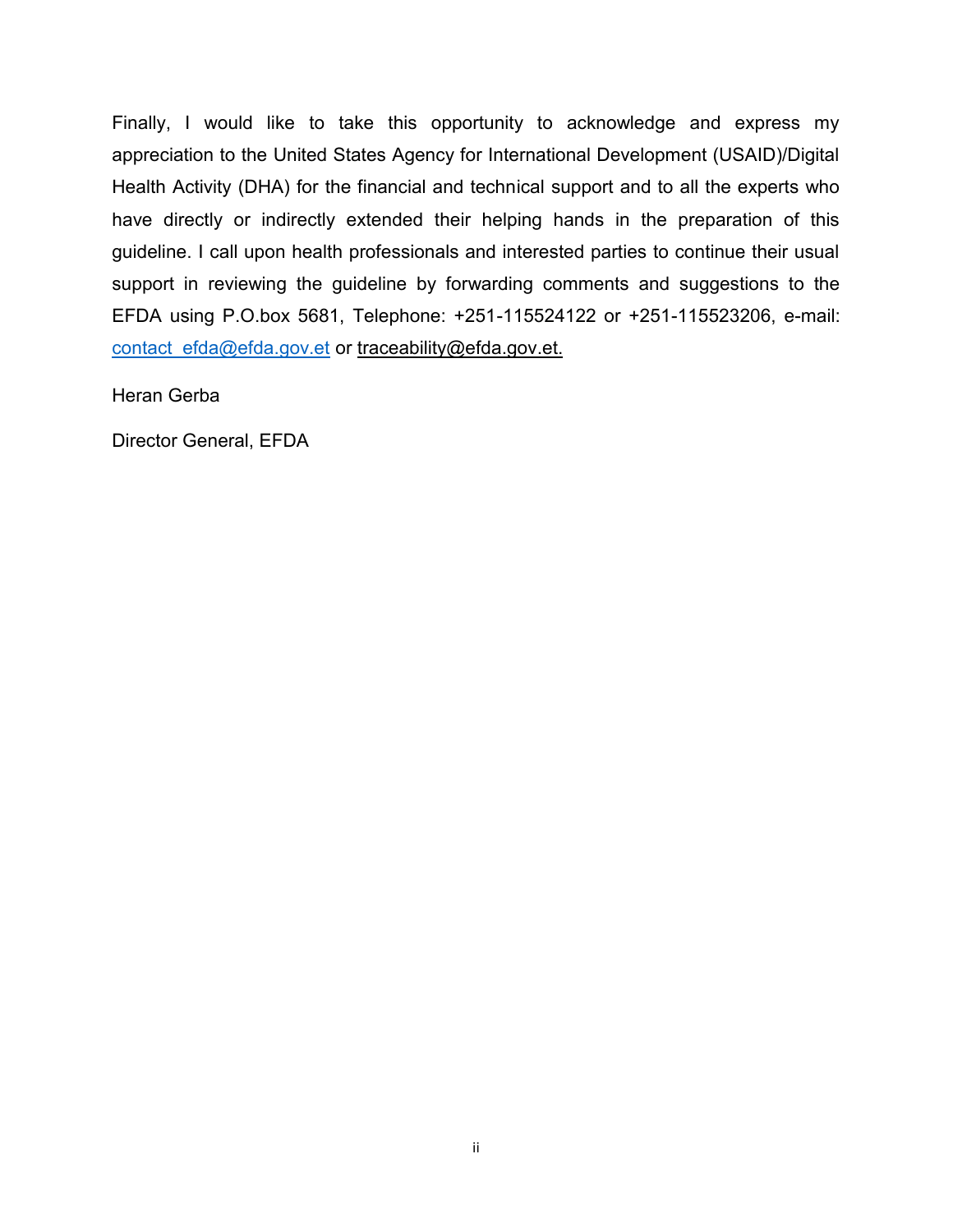Finally, I would like to take this opportunity to acknowledge and express my appreciation to the United States Agency for International Development (USAID)/Digital Health Activity (DHA) for the financial and technical support and to all the experts who have directly or indirectly extended their helping hands in the preparation of this guideline. I call upon health professionals and interested parties to continue their usual support in reviewing the guideline by forwarding comments and suggestions to the EFDA using P.O.box 5681, Telephone: +251-115524122 or +251-115523206, e-mail: contact_efda@efda.gov.et or traceability@efda.gov.et.

Heran Gerba

Director General, EFDA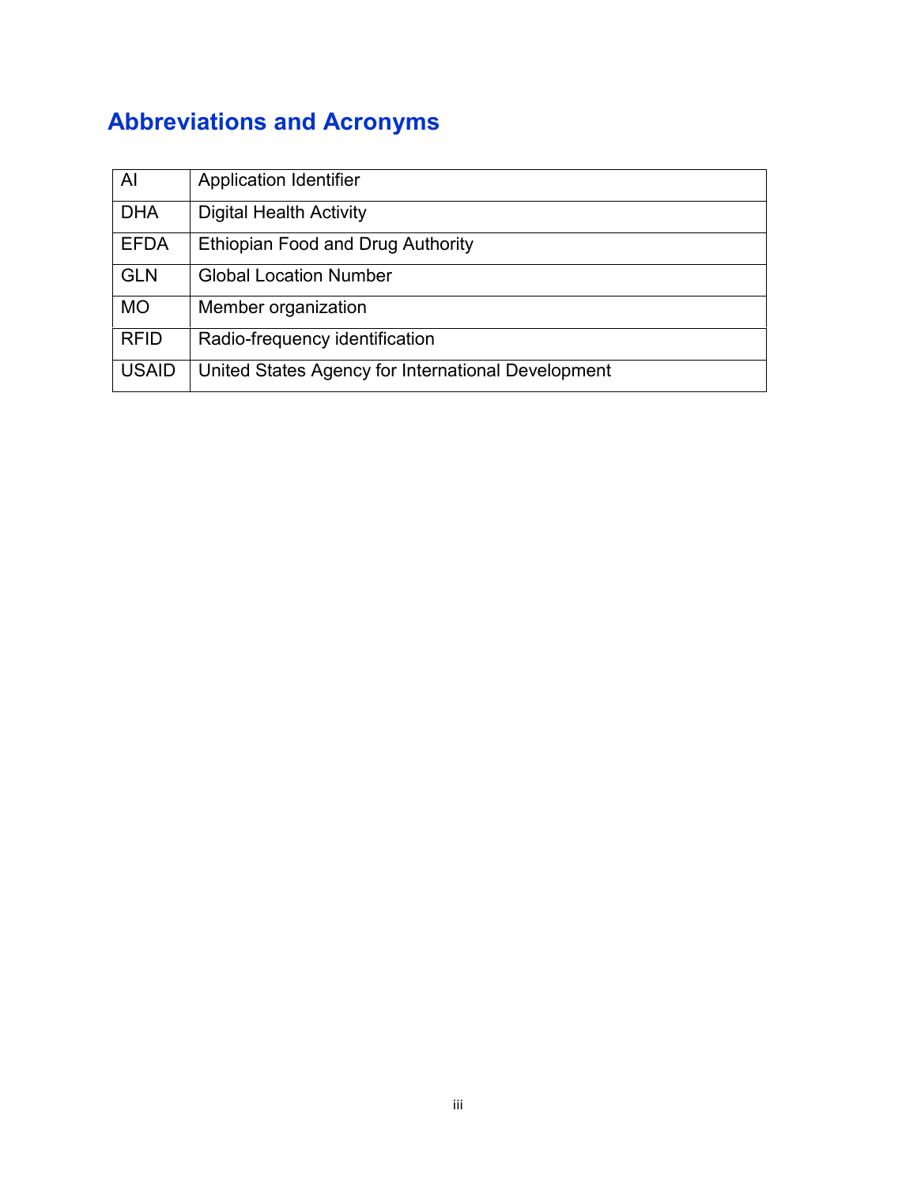# Abbreviations and Acronyms

| | |
|---|---|
| AI | Application Identifier |
| DHA | Digital Health Activity |
| EFDA | Ethiopian Food and Drug Authority |
| GLN | Global Location Number |
| MO | Member organization |
| RFID | Radio-frequency identification |
| USAID | United States Agency for International Development |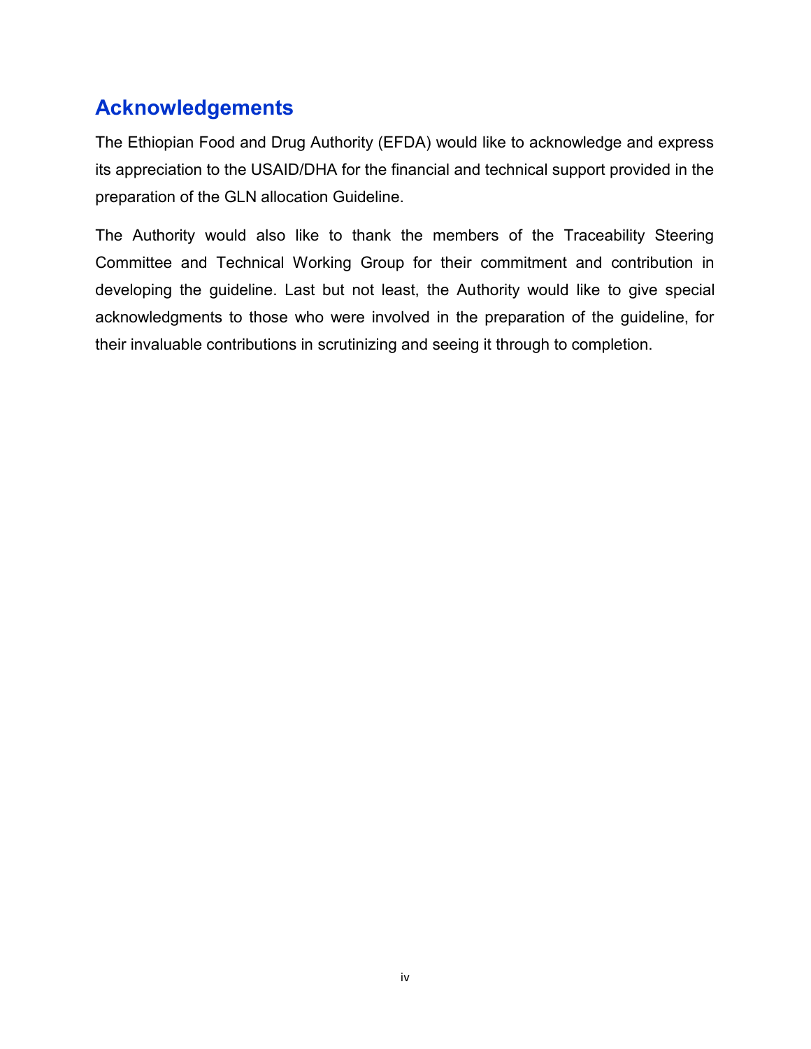# Acknowledgements

The Ethiopian Food and Drug Authority (EFDA) would like to acknowledge and express its appreciation to the USAID/DHA for the financial and technical support provided in the preparation of the GLN allocation Guideline.

The Authority would also like to thank the members of the Traceability Steering Committee and Technical Working Group for their commitment and contribution in developing the guideline. Last but not least, the Authority would like to give special acknowledgments to those who were involved in the preparation of the guideline, for their invaluable contributions in scrutinizing and seeing it through to completion.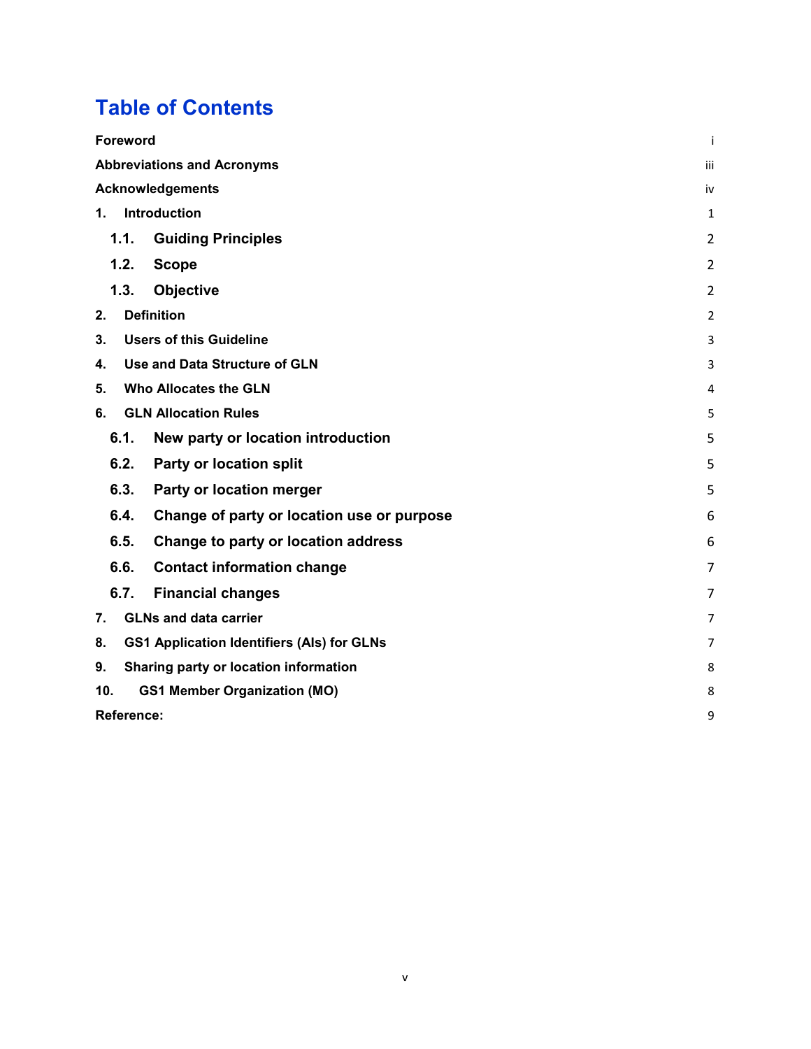# Table of Contents

| | |
|---|---|
| **Foreword** | i |
| **Abbreviations and Acronyms** | iii |
| **Acknowledgements** | iv |
| **1. Introduction** | 1 |
| **1.1. Guiding Principles** | 2 |
| **1.2. Scope** | 2 |
| **1.3. Objective** | 2 |
| **2. Definition** | 2 |
| **3. Users of this Guideline** | 3 |
| **4. Use and Data Structure of GLN** | 3 |
| **5. Who Allocates the GLN** | 4 |
| **6. GLN Allocation Rules** | 5 |
| **6.1. New party or location introduction** | 5 |
| **6.2. Party or location split** | 5 |
| **6.3. Party or location merger** | 5 |
| **6.4. Change of party or location use or purpose** | 6 |
| **6.5. Change to party or location address** | 6 |
| **6.6. Contact information change** | 7 |
| **6.7. Financial changes** | 7 |
| **7. GLNs and data carrier** | 7 |
| **8. GS1 Application Identifiers (AIs) for GLNs** | 7 |
| **9. Sharing party or location information** | 8 |
| **10. GS1 Member Organization (MO)** | 8 |
| **Reference:** | 9 |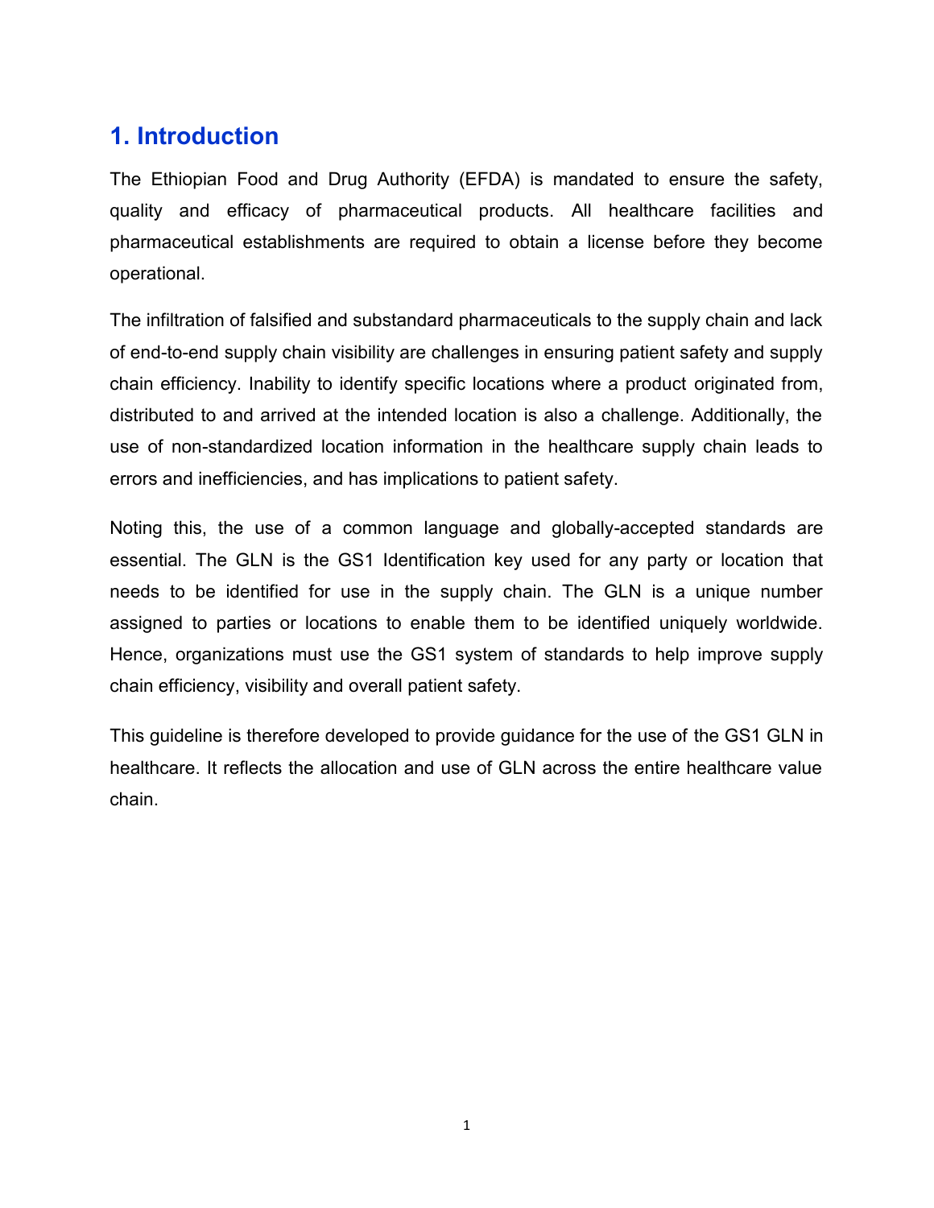# 1. Introduction

The Ethiopian Food and Drug Authority (EFDA) is mandated to ensure the safety, quality and efficacy of pharmaceutical products. All healthcare facilities and pharmaceutical establishments are required to obtain a license before they become operational.

The infiltration of falsified and substandard pharmaceuticals to the supply chain and lack of end-to-end supply chain visibility are challenges in ensuring patient safety and supply chain efficiency. Inability to identify specific locations where a product originated from, distributed to and arrived at the intended location is also a challenge. Additionally, the use of non-standardized location information in the healthcare supply chain leads to errors and inefficiencies, and has implications to patient safety.

Noting this, the use of a common language and globally-accepted standards are essential. The GLN is the GS1 Identification key used for any party or location that needs to be identified for use in the supply chain. The GLN is a unique number assigned to parties or locations to enable them to be identified uniquely worldwide. Hence, organizations must use the GS1 system of standards to help improve supply chain efficiency, visibility and overall patient safety.

This guideline is therefore developed to provide guidance for the use of the GS1 GLN in healthcare. It reflects the allocation and use of GLN across the entire healthcare value chain.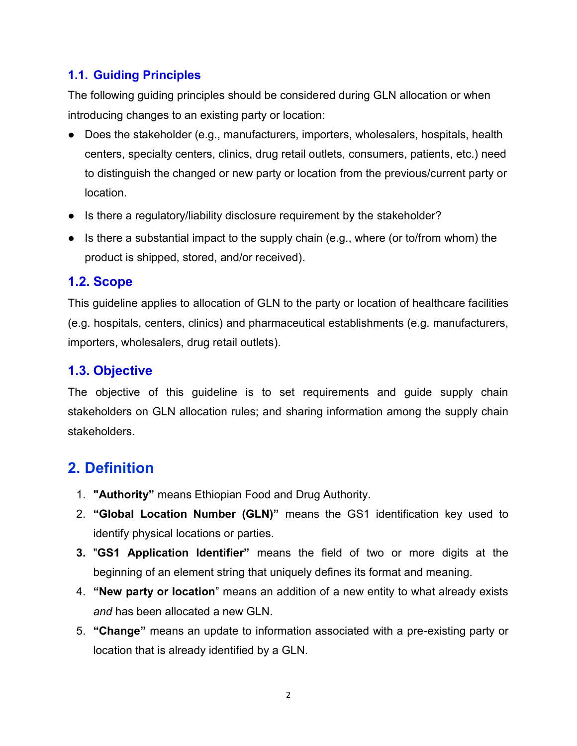### 1.1. Guiding Principles

The following guiding principles should be considered during GLN allocation or when introducing changes to an existing party or location:

- Does the stakeholder (e.g., manufacturers, importers, wholesalers, hospitals, health centers, specialty centers, clinics, drug retail outlets, consumers, patients, etc.) need to distinguish the changed or new party or location from the previous/current party or location.
- Is there a regulatory/liability disclosure requirement by the stakeholder?
- Is there a substantial impact to the supply chain (e.g., where (or to/from whom) the product is shipped, stored, and/or received).

### 1.2. Scope

This guideline applies to allocation of GLN to the party or location of healthcare facilities (e.g. hospitals, centers, clinics) and pharmaceutical establishments (e.g. manufacturers, importers, wholesalers, drug retail outlets).

### 1.3. Objective

The objective of this guideline is to set requirements and guide supply chain stakeholders on GLN allocation rules; and sharing information among the supply chain stakeholders.

## 2. Definition

1. **"Authority"** means Ethiopian Food and Drug Authority.
2. **"Global Location Number (GLN)"** means the GS1 identification key used to identify physical locations or parties.
3. "**GS1 Application Identifier"** means the field of two or more digits at the beginning of an element string that uniquely defines its format and meaning.
4. **"New party or location**" means an addition of a new entity to what already exists *and* has been allocated a new GLN.
5. **"Change"** means an update to information associated with a pre-existing party or location that is already identified by a GLN.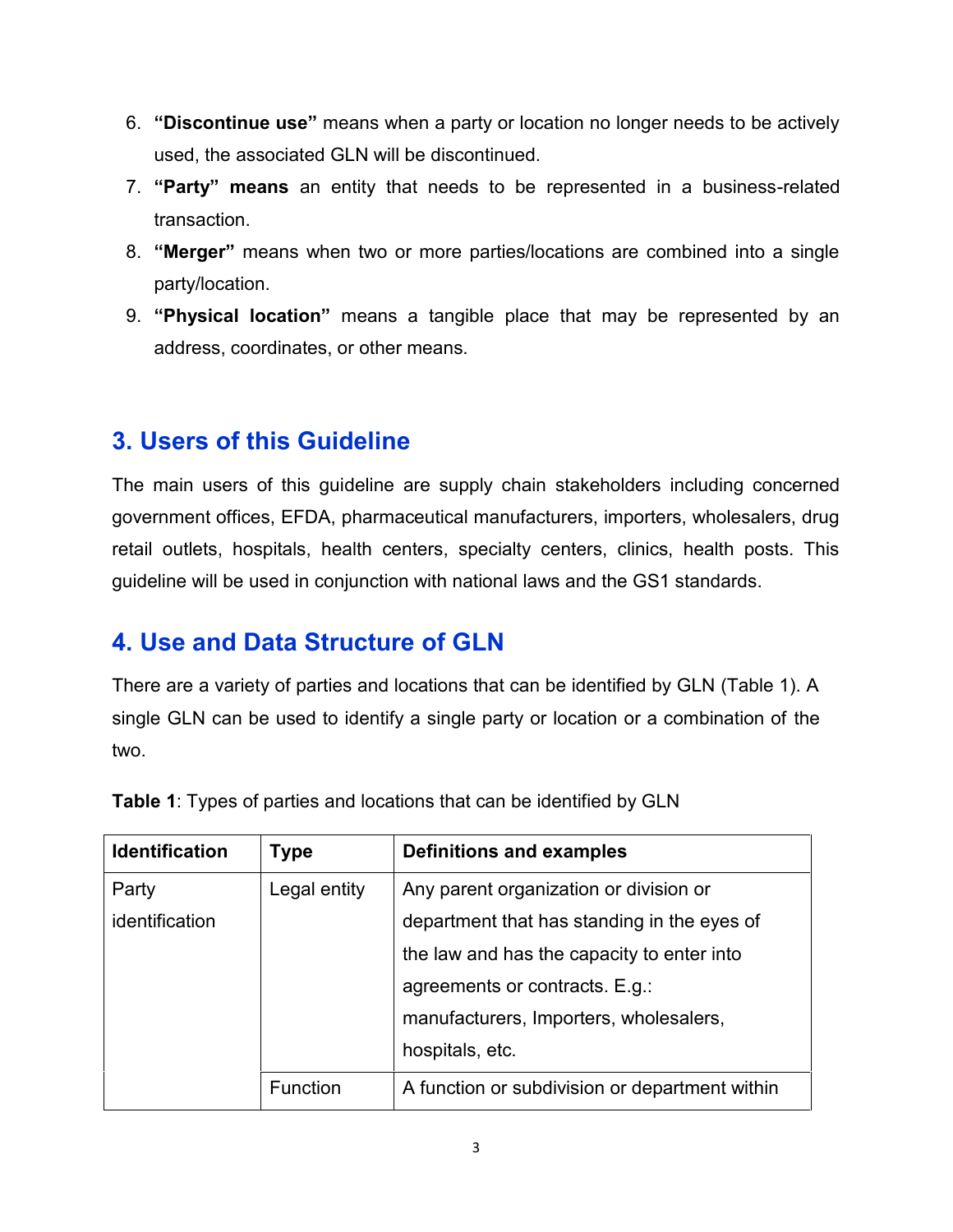6. **“Discontinue use”** means when a party or location no longer needs to be actively used, the associated GLN will be discontinued.
7. **“Party” means** an entity that needs to be represented in a business-related transaction.
8. **“Merger”** means when two or more parties/locations are combined into a single party/location.
9. **“Physical location”** means a tangible place that may be represented by an address, coordinates, or other means.

## 3. Users of this Guideline

The main users of this guideline are supply chain stakeholders including concerned government offices, EFDA, pharmaceutical manufacturers, importers, wholesalers, drug retail outlets, hospitals, health centers, specialty centers, clinics, health posts. This guideline will be used in conjunction with national laws and the GS1 standards.

## 4. Use and Data Structure of GLN

There are a variety of parties and locations that can be identified by GLN (Table 1). A single GLN can be used to identify a single party or location or a combination of the two.

**Table 1**: Types of parties and locations that can be identified by GLN

| Identification | Type | Definitions and examples |
|---|---|---|
| Party identification | Legal entity | Any parent organization or division or department that has standing in the eyes of the law and has the capacity to enter into agreements or contracts. E.g.: manufacturers, Importers, wholesalers, hospitals, etc. |
| | Function | A function or subdivision or department within |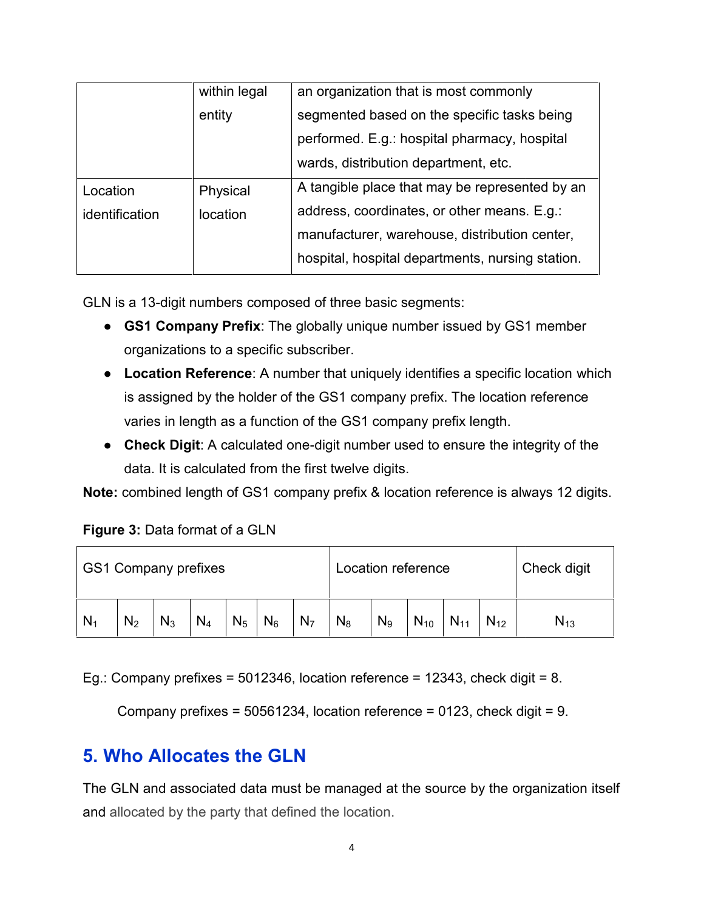|  |  |  |
|---|---|---|
|  | within legal entity | an organization that is most commonly segmented based on the specific tasks being performed. E.g.: hospital pharmacy, hospital wards, distribution department, etc. |
| Location identification | Physical location | A tangible place that may be represented by an address, coordinates, or other means. E.g.: manufacturer, warehouse, distribution center, hospital, hospital departments, nursing station. |

GLN is a 13-digit numbers composed of three basic segments:

- **GS1 Company Prefix**: The globally unique number issued by GS1 member organizations to a specific subscriber.
- **Location Reference**: A number that uniquely identifies a specific location which is assigned by the holder of the GS1 company prefix. The location reference varies in length as a function of the GS1 company prefix length.
- **Check Digit**: A calculated one-digit number used to ensure the integrity of the data. It is calculated from the first twelve digits.

**Note:** combined length of GS1 company prefix & location reference is always 12 digits.

**Figure 3:** Data format of a GLN

| GS1 Company prefixes | | | | | | | Location reference | | | | | Check digit |
|---|---|---|---|---|---|---|---|---|---|---|---|---|
| $N_1$ | $N_2$ | $N_3$ | $N_4$ | $N_5$ | $N_6$ | $N_7$ | $N_8$ | $N_9$ | $N_{10}$ | $N_{11}$ | $N_{12}$ | $N_{13}$ |

Eg.: Company prefixes = 5012346, location reference = 12343, check digit = 8.

Company prefixes = 50561234, location reference = 0123, check digit = 9.

## 5. Who Allocates the GLN

The GLN and associated data must be managed at the source by the organization itself and allocated by the party that defined the location.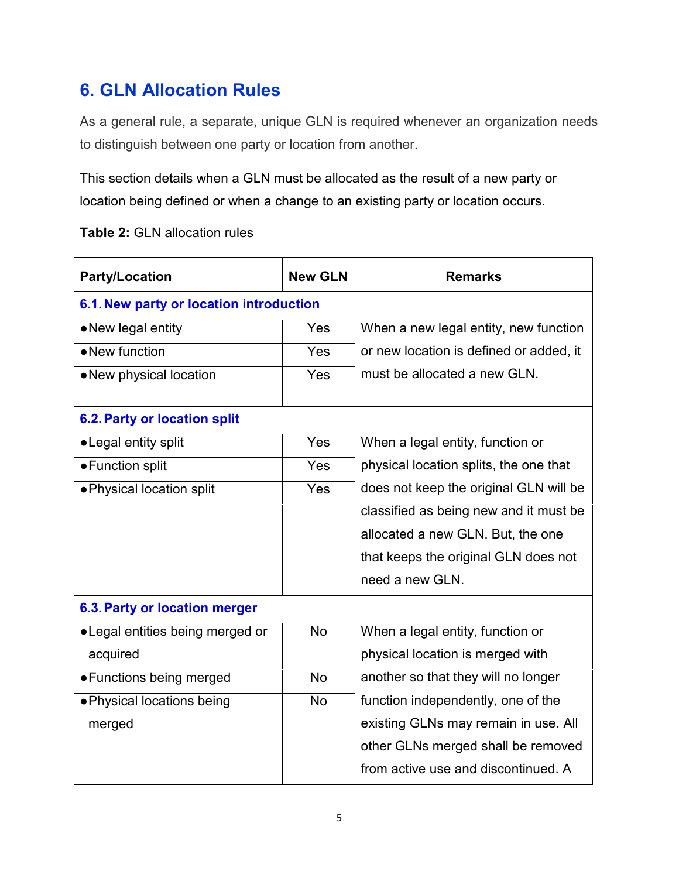## 6. GLN Allocation Rules

As a general rule, a separate, unique GLN is required whenever an organization needs to distinguish between one party or location from another.

This section details when a GLN must be allocated as the result of a new party or location being defined or when a change to an existing party or location occurs.

**Table 2:** GLN allocation rules

| Party/Location | New GLN | Remarks |
|---|---|---|
| **6.1. New party or location introduction** | | |
| • New legal entity | Yes | When a new legal entity, new function or new location is defined or added, it must be allocated a new GLN. |
| • New function | Yes | |
| • New physical location | Yes | |
| **6.2. Party or location split** | | |
| • Legal entity split | Yes | When a legal entity, function or physical location splits, the one that does not keep the original GLN will be classified as being new and it must be allocated a new GLN. But, the one that keeps the original GLN does not need a new GLN. |
| • Function split | Yes | |
| • Physical location split | Yes | |
| **6.3. Party or location merger** | | |
| • Legal entities being merged or acquired | No | When a legal entity, function or physical location is merged with another so that they will no longer function independently, one of the existing GLNs may remain in use. All other GLNs merged shall be removed from active use and discontinued. A |
| • Functions being merged | No | |
| • Physical locations being merged | No | |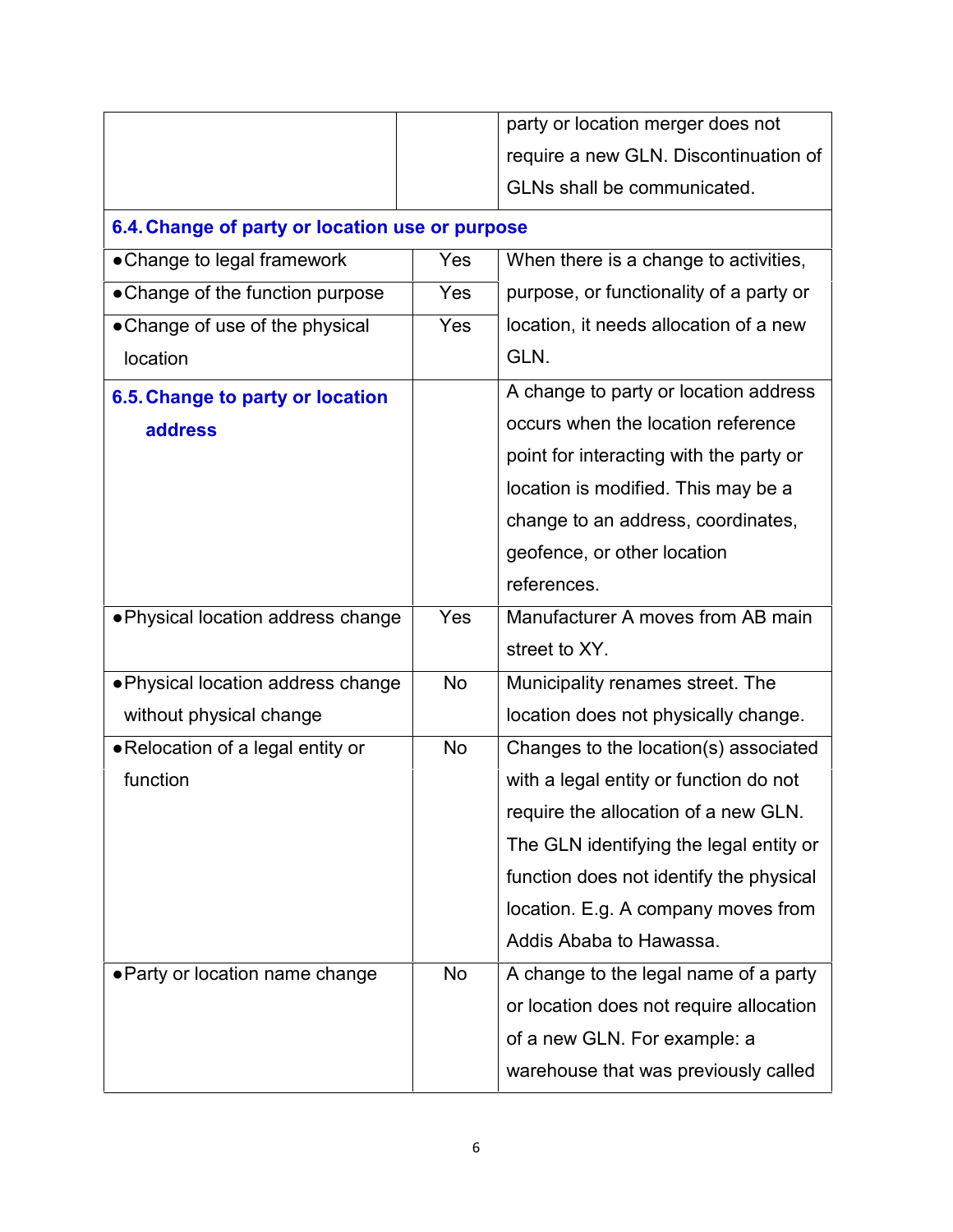| | | |
|---|---|---|
| | | party or location merger does not require a new GLN. Discontinuation of GLNs shall be communicated. |
| **6.4. Change of party or location use or purpose** | | |
| • Change to legal framework | Yes | When there is a change to activities, purpose, or functionality of a party or location, it needs allocation of a new GLN. |
| • Change of the function purpose | Yes | |
| • Change of use of the physical location | Yes | |
| **6.5. Change to party or location address** | | A change to party or location address occurs when the location reference point for interacting with the party or location is modified. This may be a change to an address, coordinates, geofence, or other location references. |
| • Physical location address change | Yes | Manufacturer A moves from AB main street to XY. |
| • Physical location address change without physical change | No | Municipality renames street. The location does not physically change. |
| • Relocation of a legal entity or function | No | Changes to the location(s) associated with a legal entity or function do not require the allocation of a new GLN. The GLN identifying the legal entity or function does not identify the physical location. E.g. A company moves from Addis Ababa to Hawassa. |
| • Party or location name change | No | A change to the legal name of a party or location does not require allocation of a new GLN. For example: a warehouse that was previously called |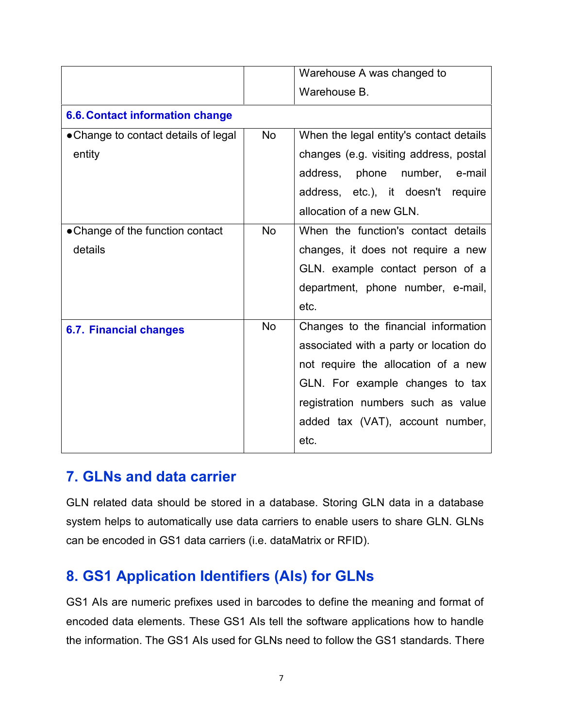| | | |
|---|---|---|
| | | Warehouse A was changed to Warehouse B. |
| **6.6. Contact information change** | | |
| ● Change to contact details of legal entity | No | When the legal entity's contact details changes (e.g. visiting address, postal address, phone number, e-mail address, etc.), it doesn't require allocation of a new GLN. |
| ● Change of the function contact details | No | When the function's contact details changes, it does not require a new GLN. example contact person of a department, phone number, e-mail, etc. |
| **6.7. Financial changes** | No | Changes to the financial information associated with a party or location do not require the allocation of a new GLN. For example changes to tax registration numbers such as value added tax (VAT), account number, etc. |

## 7. GLNs and data carrier

GLN related data should be stored in a database. Storing GLN data in a database system helps to automatically use data carriers to enable users to share GLN. GLNs can be encoded in GS1 data carriers (i.e. dataMatrix or RFID).

## 8. GS1 Application Identifiers (AIs) for GLNs

GS1 AIs are numeric prefixes used in barcodes to define the meaning and format of encoded data elements. These GS1 AIs tell the software applications how to handle the information. The GS1 AIs used for GLNs need to follow the GS1 standards. There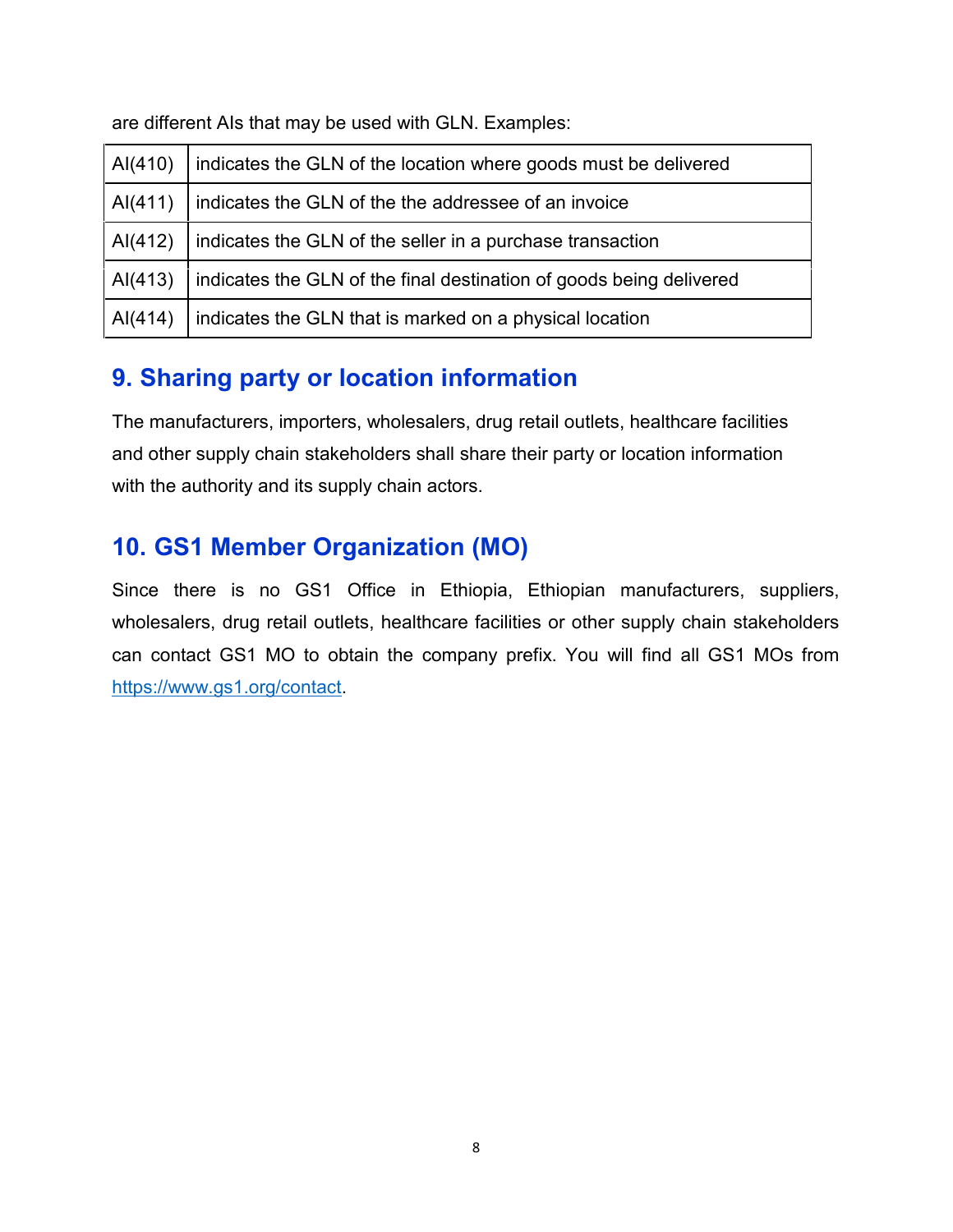are different AIs that may be used with GLN. Examples:

| | |
|---|---|
| AI(410) | indicates the GLN of the location where goods must be delivered |
| AI(411) | indicates the GLN of the the addressee of an invoice |
| AI(412) | indicates the GLN of the seller in a purchase transaction |
| AI(413) | indicates the GLN of the final destination of goods being delivered |
| AI(414) | indicates the GLN that is marked on a physical location |

## 9. Sharing party or location information

The manufacturers, importers, wholesalers, drug retail outlets, healthcare facilities and other supply chain stakeholders shall share their party or location information with the authority and its supply chain actors.

## 10. GS1 Member Organization (MO)

Since there is no GS1 Office in Ethiopia, Ethiopian manufacturers, suppliers, wholesalers, drug retail outlets, healthcare facilities or other supply chain stakeholders can contact GS1 MO to obtain the company prefix. You will find all GS1 MOs from https://www.gs1.org/contact.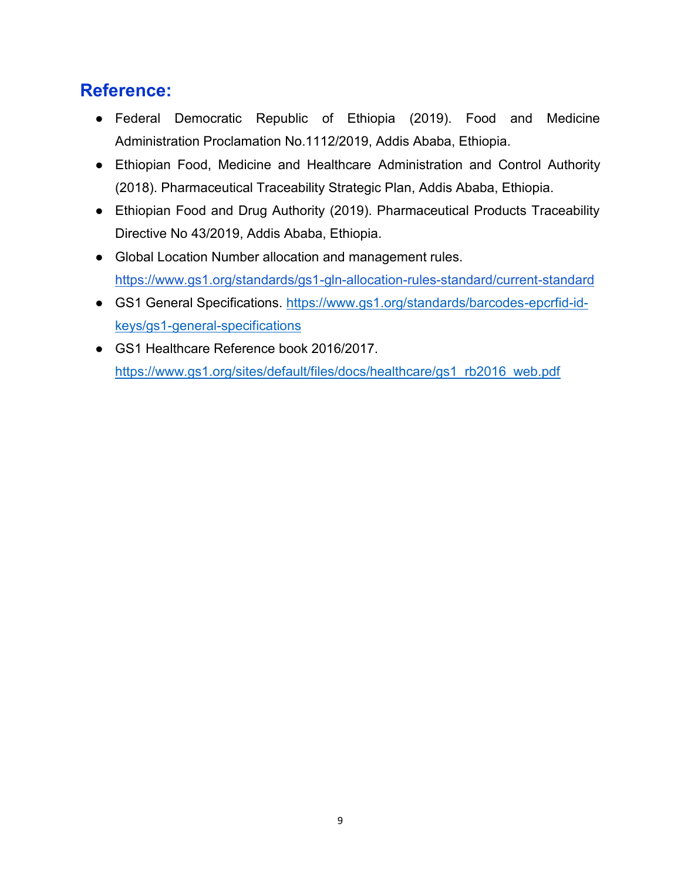## Reference:

- Federal Democratic Republic of Ethiopia (2019). Food and Medicine Administration Proclamation No.1112/2019, Addis Ababa, Ethiopia.
- Ethiopian Food, Medicine and Healthcare Administration and Control Authority (2018). Pharmaceutical Traceability Strategic Plan, Addis Ababa, Ethiopia.
- Ethiopian Food and Drug Authority (2019). Pharmaceutical Products Traceability Directive No 43/2019, Addis Ababa, Ethiopia.
- Global Location Number allocation and management rules. https://www.gs1.org/standards/gs1-gln-allocation-rules-standard/current-standard
- GS1 General Specifications. https://www.gs1.org/standards/barcodes-epcrfid-id-keys/gs1-general-specifications
- GS1 Healthcare Reference book 2016/2017. https://www.gs1.org/sites/default/files/docs/healthcare/gs1_rb2016_web.pdf